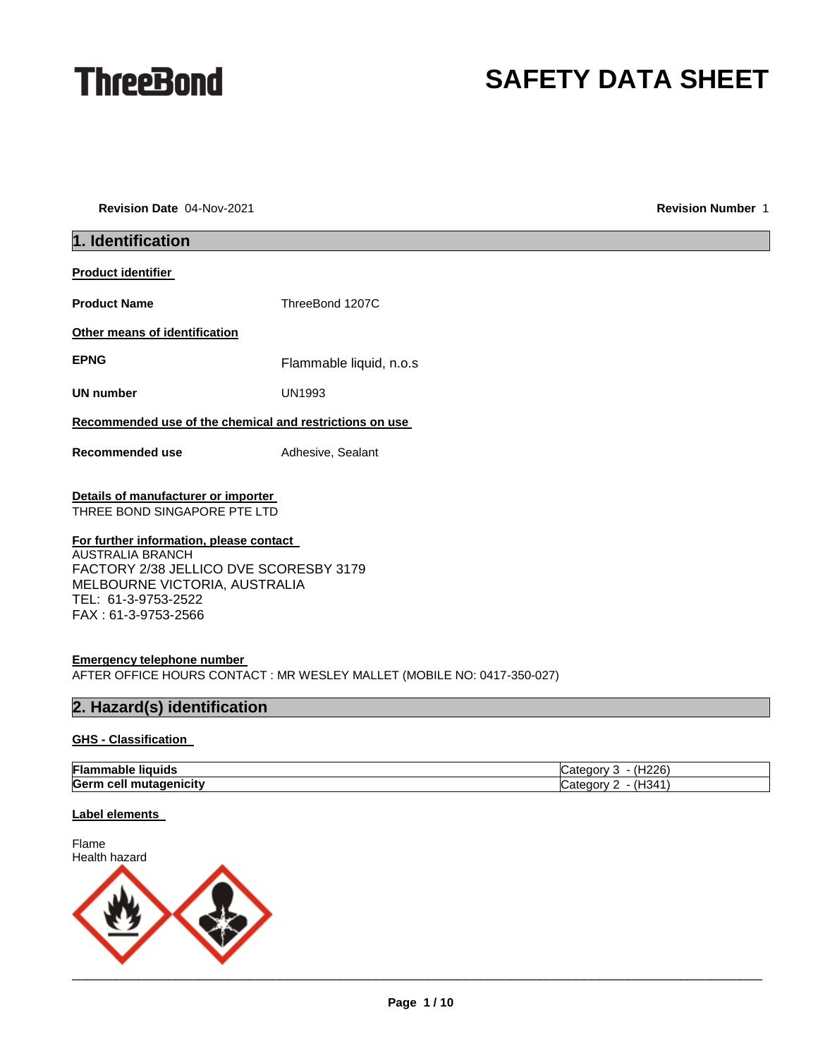ThreeBond

# SAFETY DATA SHEET

**Revision Date** 04-Nov-2021 **Revision Number** 1

## 1. Identification

**Product identifier**

**Product Name** ThreeBond 1207C

**Other means of identification**

**EPNG** Flammable liquid, n.o.s

**UN number** UN1993

**Recommended use of the chemical and restrictions on use**

**Recommended use** Adhesive, Sealant

**Details of manufacturer or importer**
THREE BOND SINGAPORE PTE LTD

**For further information, please contact**
AUSTRALIA BRANCH
FACTORY 2/38 JELLICO DVE SCORESBY 3179
MELBOURNE VICTORIA, AUSTRALIA
TEL: 61-3-9753-2522
FAX : 61-3-9753-2566

**Emergency telephone number**
AFTER OFFICE HOURS CONTACT : MR WESLEY MALLET (MOBILE NO: 0417-350-027)

## 2. Hazard(s) identification

**GHS - Classification**

| | |
|---|---|
| **Flammable liquids** | Category 3 - (H226) |
| **Germ cell mutagenicity** | Category 2 - (H341) |

**Label elements**

Flame
Health hazard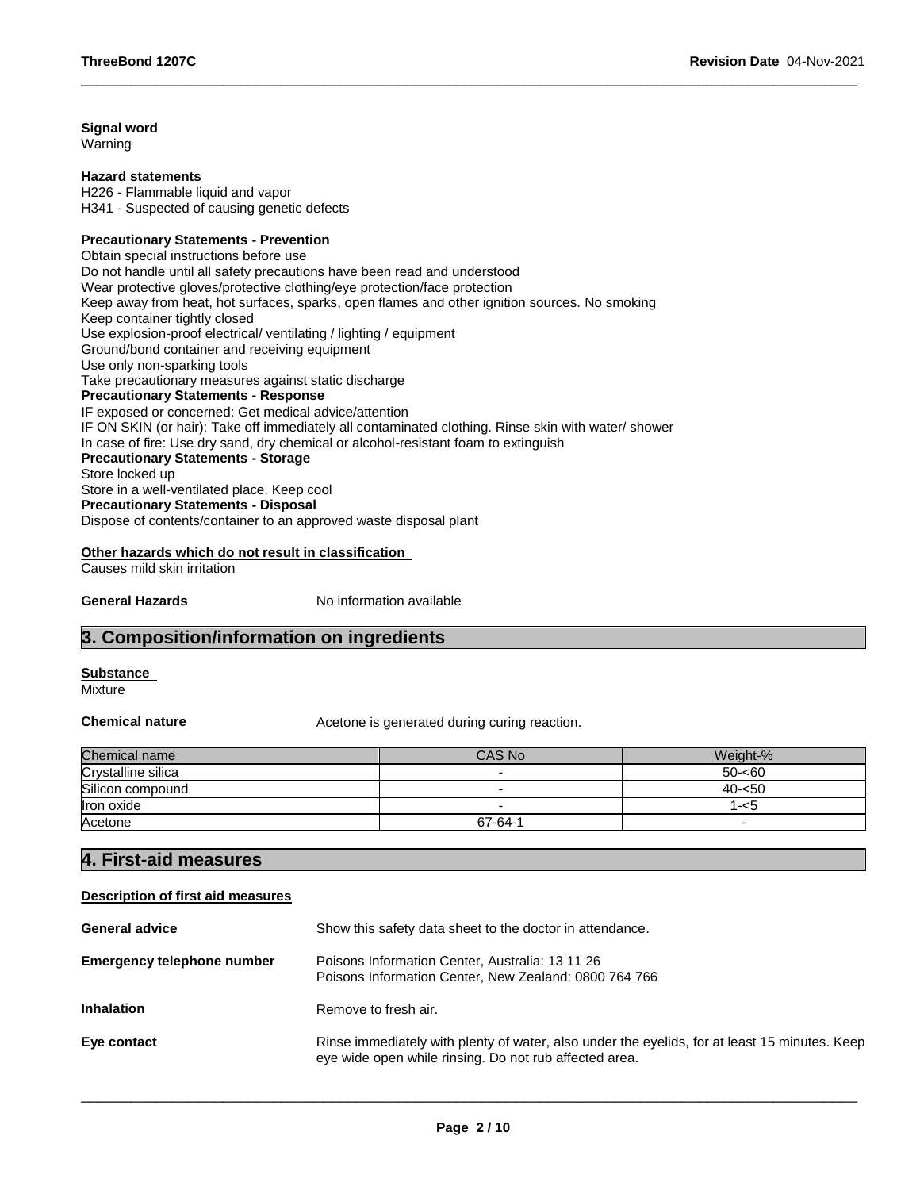**Signal word**
Warning

**Hazard statements**
H226 - Flammable liquid and vapor
H341 - Suspected of causing genetic defects

**Precautionary Statements - Prevention**
Obtain special instructions before use
Do not handle until all safety precautions have been read and understood
Wear protective gloves/protective clothing/eye protection/face protection
Keep away from heat, hot surfaces, sparks, open flames and other ignition sources. No smoking
Keep container tightly closed
Use explosion-proof electrical/ ventilating / lighting / equipment
Ground/bond container and receiving equipment
Use only non-sparking tools
Take precautionary measures against static discharge

**Precautionary Statements - Response**
IF exposed or concerned: Get medical advice/attention
IF ON SKIN (or hair): Take off immediately all contaminated clothing. Rinse skin with water/ shower
In case of fire: Use dry sand, dry chemical or alcohol-resistant foam to extinguish

**Precautionary Statements - Storage**
Store locked up
Store in a well-ventilated place. Keep cool

**Precautionary Statements - Disposal**
Dispose of contents/container to an approved waste disposal plant

**Other hazards which do not result in classification**
Causes mild skin irritation

**General Hazards** No information available

## 3. Composition/information on ingredients

**Substance**
Mixture

**Chemical nature** Acetone is generated during curing reaction.

| Chemical name | CAS No | Weight-% |
|---|---|---|
| Crystalline silica | - | 50-<60 |
| Silicon compound | - | 40-<50 |
| Iron oxide | - | 1-<5 |
| Acetone | 67-64-1 | - |

## 4. First-aid measures

**Description of first aid measures**

**General advice** Show this safety data sheet to the doctor in attendance.

**Emergency telephone number** Poisons Information Center, Australia: 13 11 26
Poisons Information Center, New Zealand: 0800 764 766

**Inhalation** Remove to fresh air.

**Eye contact** Rinse immediately with plenty of water, also under the eyelids, for at least 15 minutes. Keep eye wide open while rinsing. Do not rub affected area.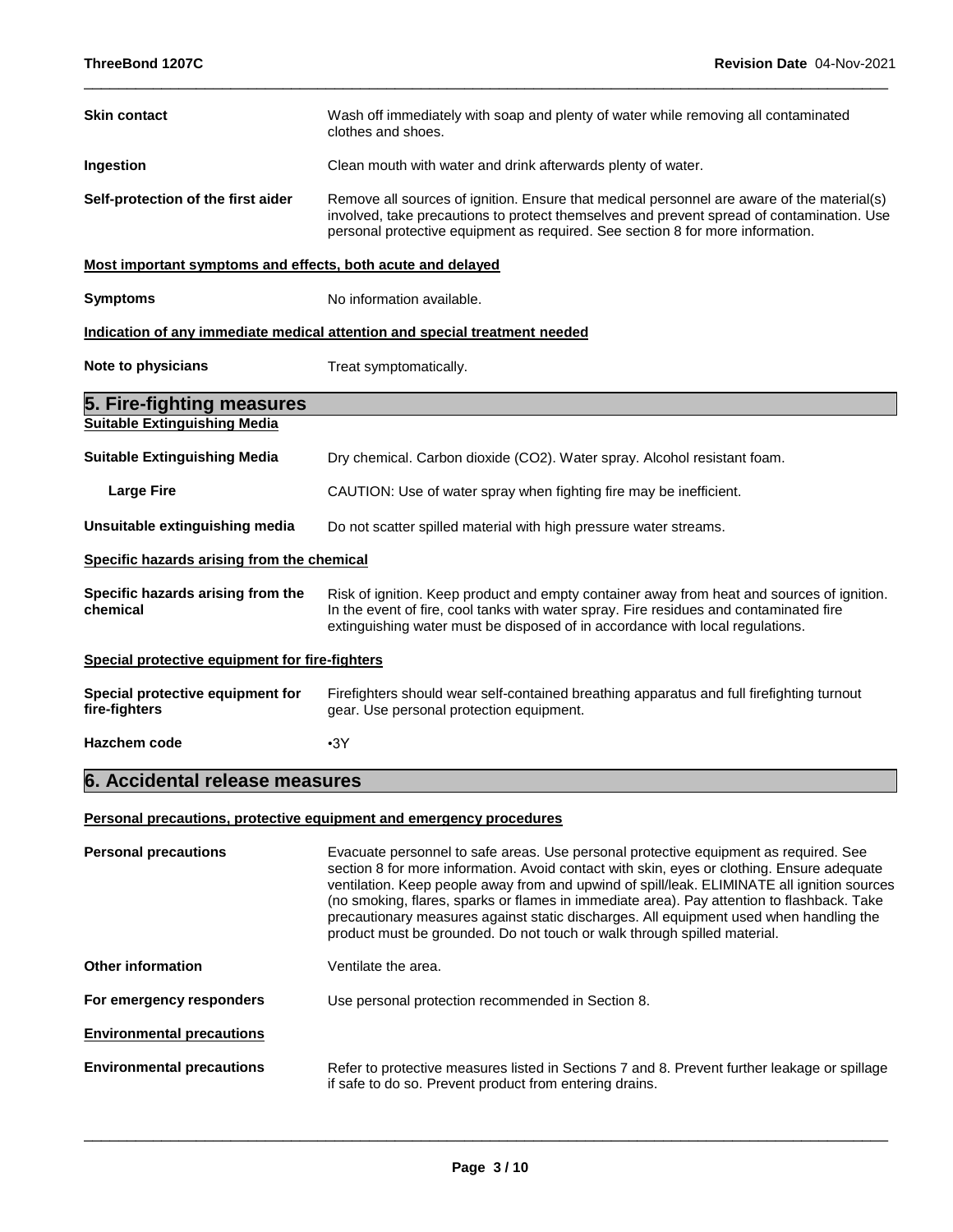| | |
|---|---|
| **Skin contact** | Wash off immediately with soap and plenty of water while removing all contaminated clothes and shoes. |
| **Ingestion** | Clean mouth with water and drink afterwards plenty of water. |
| **Self-protection of the first aider** | Remove all sources of ignition. Ensure that medical personnel are aware of the material(s) involved, take precautions to protect themselves and prevent spread of contamination. Use personal protective equipment as required. See section 8 for more information. |

**Most important symptoms and effects, both acute and delayed**

| | |
|---|---|
| **Symptoms** | No information available. |

**Indication of any immediate medical attention and special treatment needed**

| | |
|---|---|
| **Note to physicians** | Treat symptomatically. |

## 5. Fire-fighting measures

**Suitable Extinguishing Media**

| | |
|---|---|
| **Suitable Extinguishing Media** | Dry chemical. Carbon dioxide ($CO_2$). Water spray. Alcohol resistant foam. |
| **Large Fire** | CAUTION: Use of water spray when fighting fire may be inefficient. |
| **Unsuitable extinguishing media** | Do not scatter spilled material with high pressure water streams. |

**Specific hazards arising from the chemical**

| | |
|---|---|
| **Specific hazards arising from the chemical** | Risk of ignition. Keep product and empty container away from heat and sources of ignition. In the event of fire, cool tanks with water spray. Fire residues and contaminated fire extinguishing water must be disposed of in accordance with local regulations. |

**Special protective equipment for fire-fighters**

| | |
|---|---|
| **Special protective equipment for fire-fighters** | Firefighters should wear self-contained breathing apparatus and full firefighting turnout gear. Use personal protection equipment. |
| **Hazchem code** | •3Y |

## 6. Accidental release measures

**Personal precautions, protective equipment and emergency procedures**

| | |
|---|---|
| **Personal precautions** | Evacuate personnel to safe areas. Use personal protective equipment as required. See section 8 for more information. Avoid contact with skin, eyes or clothing. Ensure adequate ventilation. Keep people away from and upwind of spill/leak. ELIMINATE all ignition sources (no smoking, flares, sparks or flames in immediate area). Pay attention to flashback. Take precautionary measures against static discharges. All equipment used when handling the product must be grounded. Do not touch or walk through spilled material. |
| **Other information** | Ventilate the area. |
| **For emergency responders** | Use personal protection recommended in Section 8. |

**Environmental precautions**

| | |
|---|---|
| **Environmental precautions** | Refer to protective measures listed in Sections 7 and 8. Prevent further leakage or spillage if safe to do so. Prevent product from entering drains. |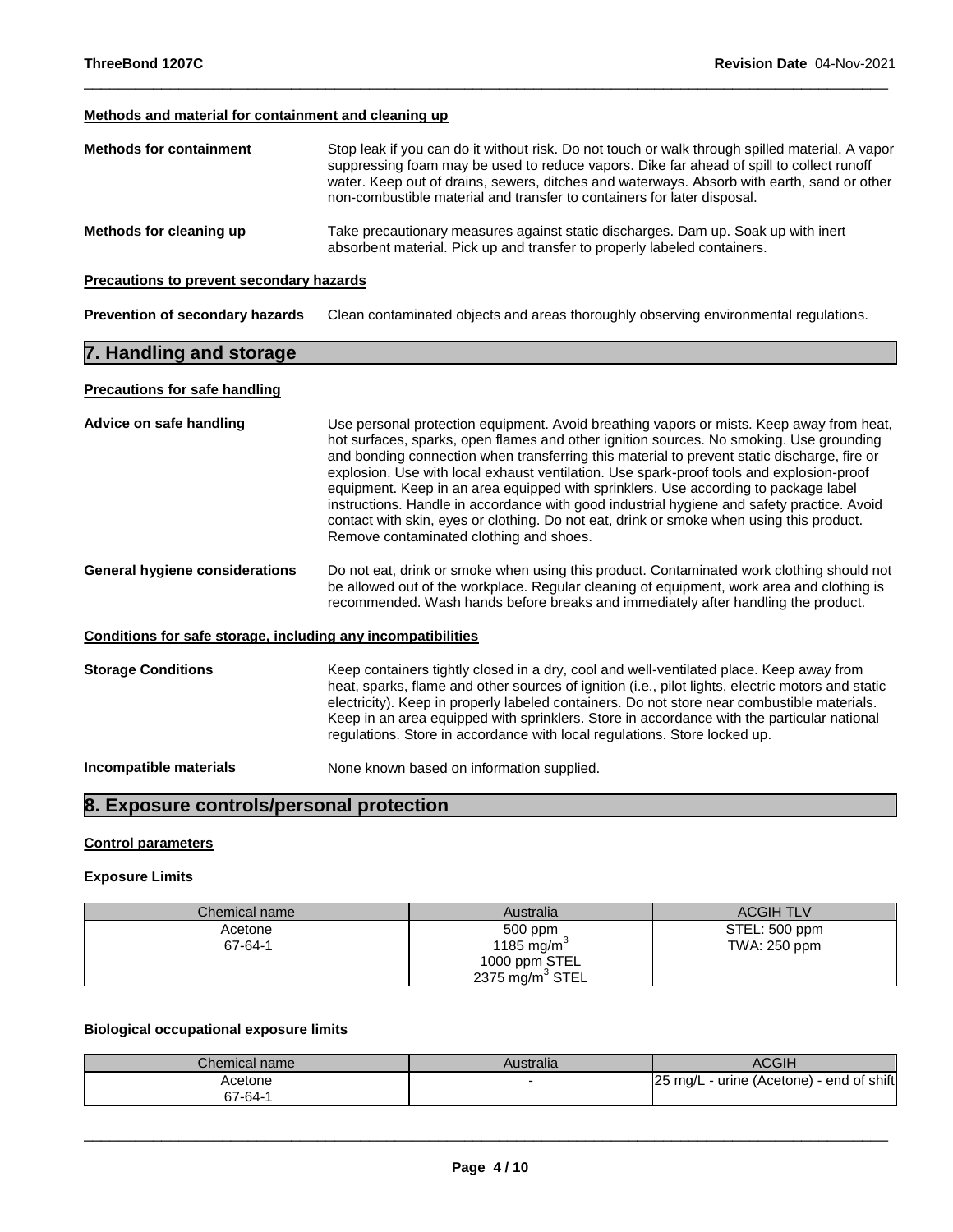#### Methods and material for containment and cleaning up

**Methods for containment** Stop leak if you can do it without risk. Do not touch or walk through spilled material. A vapor suppressing foam may be used to reduce vapors. Dike far ahead of spill to collect runoff water. Keep out of drains, sewers, ditches and waterways. Absorb with earth, sand or other non-combustible material and transfer to containers for later disposal.

**Methods for cleaning up** Take precautionary measures against static discharges. Dam up. Soak up with inert absorbent material. Pick up and transfer to properly labeled containers.

#### Precautions to prevent secondary hazards

**Prevention of secondary hazards** Clean contaminated objects and areas thoroughly observing environmental regulations.

## 7. Handling and storage

#### Precautions for safe handling

**Advice on safe handling** Use personal protection equipment. Avoid breathing vapors or mists. Keep away from heat, hot surfaces, sparks, open flames and other ignition sources. No smoking. Use grounding and bonding connection when transferring this material to prevent static discharge, fire or explosion. Use with local exhaust ventilation. Use spark-proof tools and explosion-proof equipment. Keep in an area equipped with sprinklers. Use according to package label instructions. Handle in accordance with good industrial hygiene and safety practice. Avoid contact with skin, eyes or clothing. Do not eat, drink or smoke when using this product. Remove contaminated clothing and shoes.

**General hygiene considerations** Do not eat, drink or smoke when using this product. Contaminated work clothing should not be allowed out of the workplace. Regular cleaning of equipment, work area and clothing is recommended. Wash hands before breaks and immediately after handling the product.

#### Conditions for safe storage, including any incompatibilities

**Storage Conditions** Keep containers tightly closed in a dry, cool and well-ventilated place. Keep away from heat, sparks, flame and other sources of ignition (i.e., pilot lights, electric motors and static electricity). Keep in properly labeled containers. Do not store near combustible materials. Keep in an area equipped with sprinklers. Store in accordance with the particular national regulations. Store in accordance with local regulations. Store locked up.

**Incompatible materials** None known based on information supplied.

## 8. Exposure controls/personal protection

#### Control parameters

**Exposure Limits**

| Chemical name | Australia | ACGIH TLV |
|---|---|---|
| Acetone<br>67-64-1 | 500 ppm<br>1185 mg/m$^3$<br>1000 ppm STEL<br>2375 mg/m$^3$ STEL | STEL: 500 ppm<br>TWA: 250 ppm |

**Biological occupational exposure limits**

| Chemical name | Australia | ACGIH |
|---|---|---|
| Acetone<br>67-64-1 | - | 25 mg/L - urine (Acetone) - end of shift |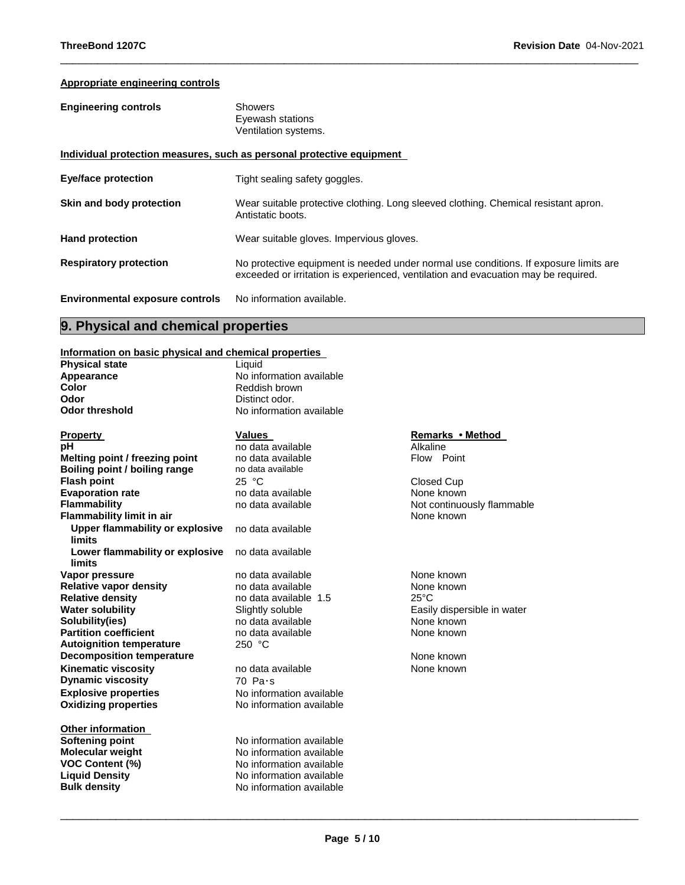**Appropriate engineering controls**

| | |
|---|---|
| **Engineering controls** | Showers<br>Eyewash stations<br>Ventilation systems. |

**Individual protection measures, such as personal protective equipment**

| | |
|---|---|
| **Eye/face protection** | Tight sealing safety goggles. |
| **Skin and body protection** | Wear suitable protective clothing. Long sleeved clothing. Chemical resistant apron. Antistatic boots. |
| **Hand protection** | Wear suitable gloves. Impervious gloves. |
| **Respiratory protection** | No protective equipment is needed under normal use conditions. If exposure limits are exceeded or irritation is experienced, ventilation and evacuation may be required. |
| **Environmental exposure controls** | No information available. |

## 9. Physical and chemical properties

**Information on basic physical and chemical properties**

| | |
|---|---|
| **Physical state** | Liquid |
| **Appearance** | No information available |
| **Color** | Reddish brown |
| **Odor** | Distinct odor. |
| **Odor threshold** | No information available |

| **Property** | **Values** | **Remarks • Method** |
|---|---|---|
| **pH** | no data available | Alkaline |
| **Melting point / freezing point** | no data available | Flow Point |
| **Boiling point / boiling range** | no data available | |
| **Flash point** | 25 °C | Closed Cup |
| **Evaporation rate** | no data available | None known |
| **Flammability** | no data available | Not continuously flammable |
| **Flammability limit in air** | | None known |
| **Upper flammability or explosive limits** | no data available | |
| **Lower flammability or explosive limits** | no data available | |
| **Vapor pressure** | no data available | None known |
| **Relative vapor density** | no data available | None known |
| **Relative density** | no data available 1.5 | 25°C |
| **Water solubility** | Slightly soluble | Easily dispersible in water |
| **Solubility(ies)** | no data available | None known |
| **Partition coefficient** | no data available | None known |
| **Autoignition temperature** | 250 °C | |
| **Decomposition temperature** | | None known |
| **Kinematic viscosity** | no data available | None known |
| **Dynamic viscosity** | 70 Pa·s | |
| **Explosive properties** | No information available | |
| **Oxidizing properties** | No information available | |

**Other information**

| | |
|---|---|
| **Softening point** | No information available |
| **Molecular weight** | No information available |
| **VOC Content (%)** | No information available |
| **Liquid Density** | No information available |
| **Bulk density** | No information available |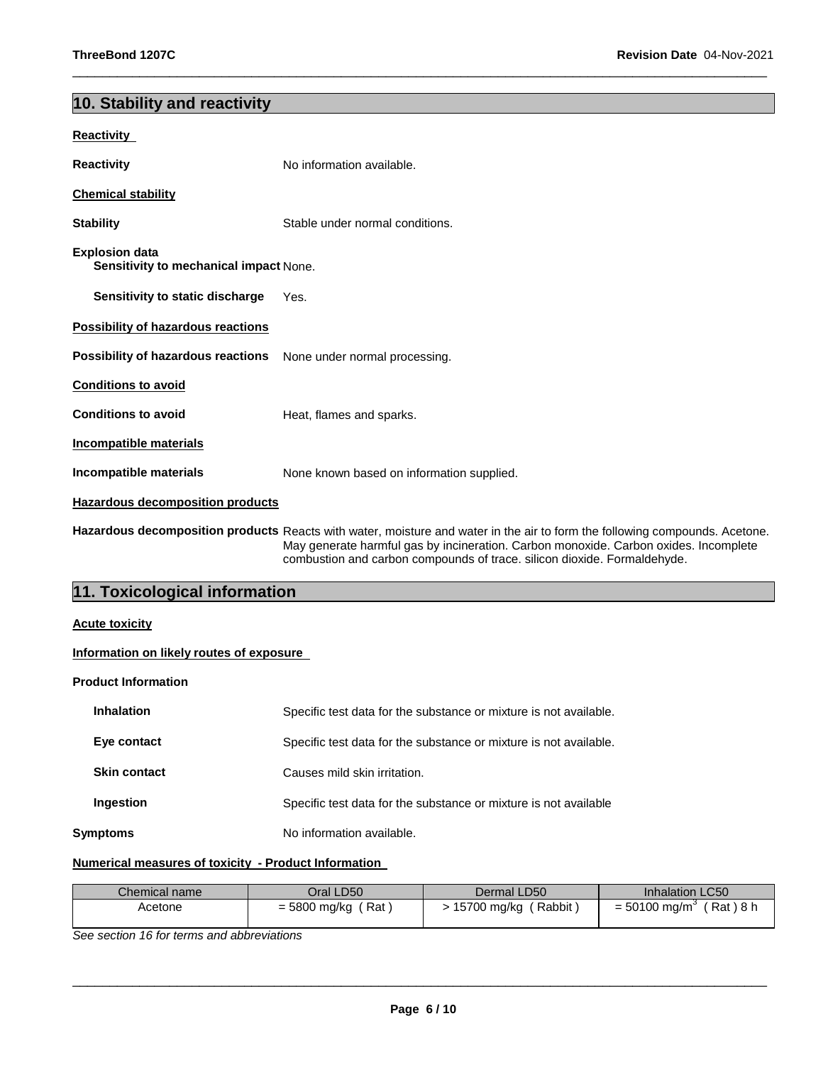## 10. Stability and reactivity

**Reactivity**

**Reactivity** No information available.

**Chemical stability**

**Stability** Stable under normal conditions.

**Explosion data**
**Sensitivity to mechanical impact** None.

**Sensitivity to static discharge** Yes.

**Possibility of hazardous reactions**

**Possibility of hazardous reactions** None under normal processing.

**Conditions to avoid**

**Conditions to avoid** Heat, flames and sparks.

**Incompatible materials**

**Incompatible materials** None known based on information supplied.

**Hazardous decomposition products**

**Hazardous decomposition products** Reacts with water, moisture and water in the air to form the following compounds. Acetone. May generate harmful gas by incineration. Carbon monoxide. Carbon oxides. Incomplete combustion and carbon compounds of trace. silicon dioxide. Formaldehyde.

## 11. Toxicological information

**Acute toxicity**

**Information on likely routes of exposure**

**Product Information**

**Inhalation** Specific test data for the substance or mixture is not available.

**Eye contact** Specific test data for the substance or mixture is not available.

**Skin contact** Causes mild skin irritation.

**Ingestion** Specific test data for the substance or mixture is not available

**Symptoms** No information available.

**Numerical measures of toxicity - Product Information**

| Chemical name | Oral LD50 | Dermal LD50 | Inhalation LC50 |
|---|---|---|---|
| Acetone | = 5800 mg/kg ( Rat ) | > 15700 mg/kg ( Rabbit ) | = 50100 $mg/m^3$ ( Rat ) 8 h |

*See section 16 for terms and abbreviations*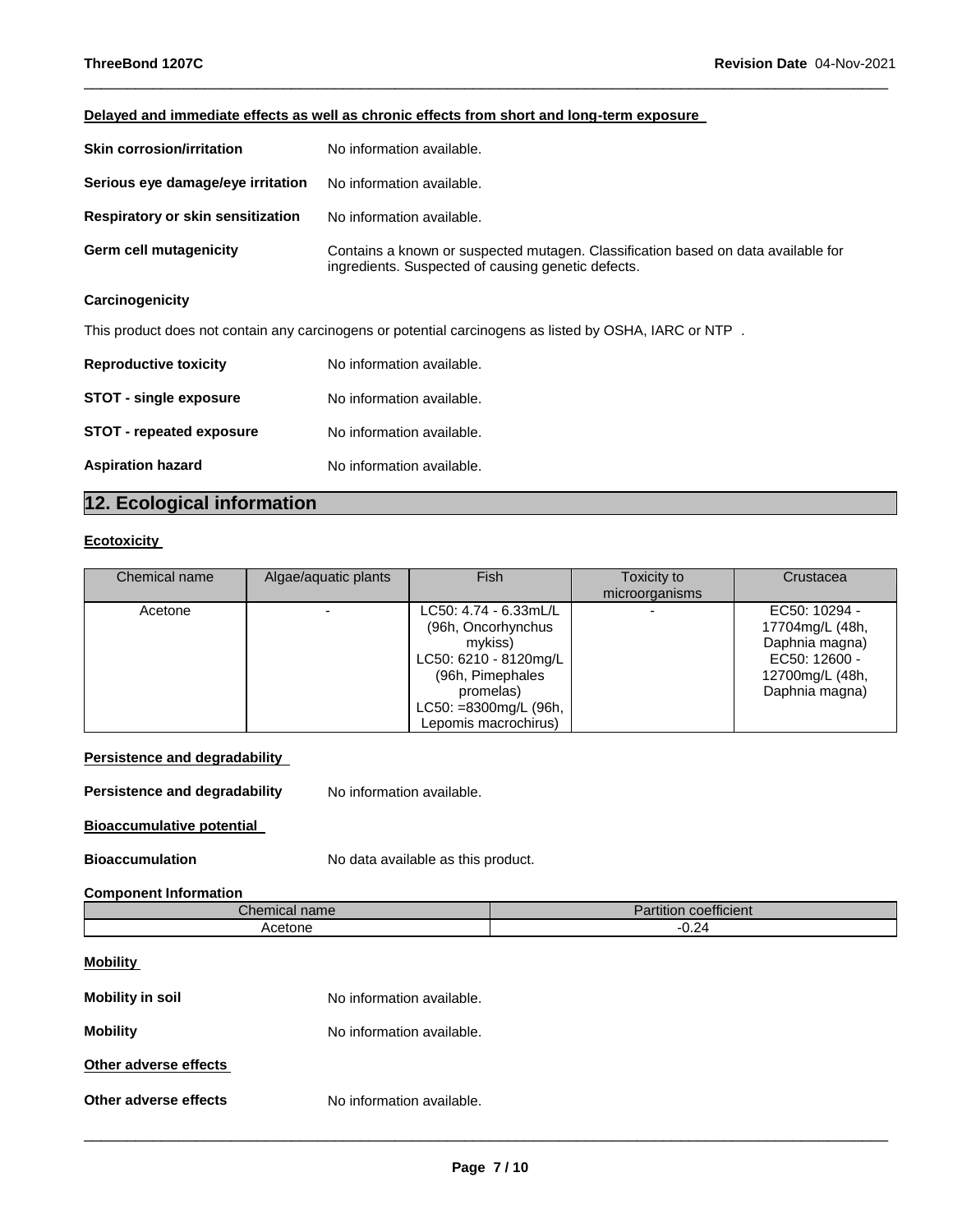**Delayed and immediate effects as well as chronic effects from short and long-term exposure**

**Skin corrosion/irritation** No information available.

**Serious eye damage/eye irritation** No information available.

**Respiratory or skin sensitization** No information available.

**Germ cell mutagenicity** Contains a known or suspected mutagen. Classification based on data available for ingredients. Suspected of causing genetic defects.

**Carcinogenicity**

This product does not contain any carcinogens or potential carcinogens as listed by OSHA, IARC or NTP .

**Reproductive toxicity** No information available.

**STOT - single exposure** No information available.

**STOT - repeated exposure** No information available.

**Aspiration hazard** No information available.

## 12. Ecological information

**Ecotoxicity**

| Chemical name | Algae/aquatic plants | Fish | Toxicity to microorganisms | Crustacea |
|---|---|---|---|---|
| Acetone | - | LC50: 4.74 - 6.33mL/L (96h, Oncorhynchus mykiss) LC50: 6210 - 8120mg/L (96h, Pimephales promelas) LC50: =8300mg/L (96h, Lepomis macrochirus) | - | EC50: 10294 - 17704mg/L (48h, Daphnia magna) EC50: 12600 - 12700mg/L (48h, Daphnia magna) |

**Persistence and degradability**

**Persistence and degradability** No information available.

**Bioaccumulative potential**

**Bioaccumulation** No data available as this product.

**Component Information**

| Chemical name | Partition coefficient |
|---|---|
| Acetone | -0.24 |

**Mobility**

**Mobility in soil** No information available.

**Mobility** No information available.

**Other adverse effects**

**Other adverse effects** No information available.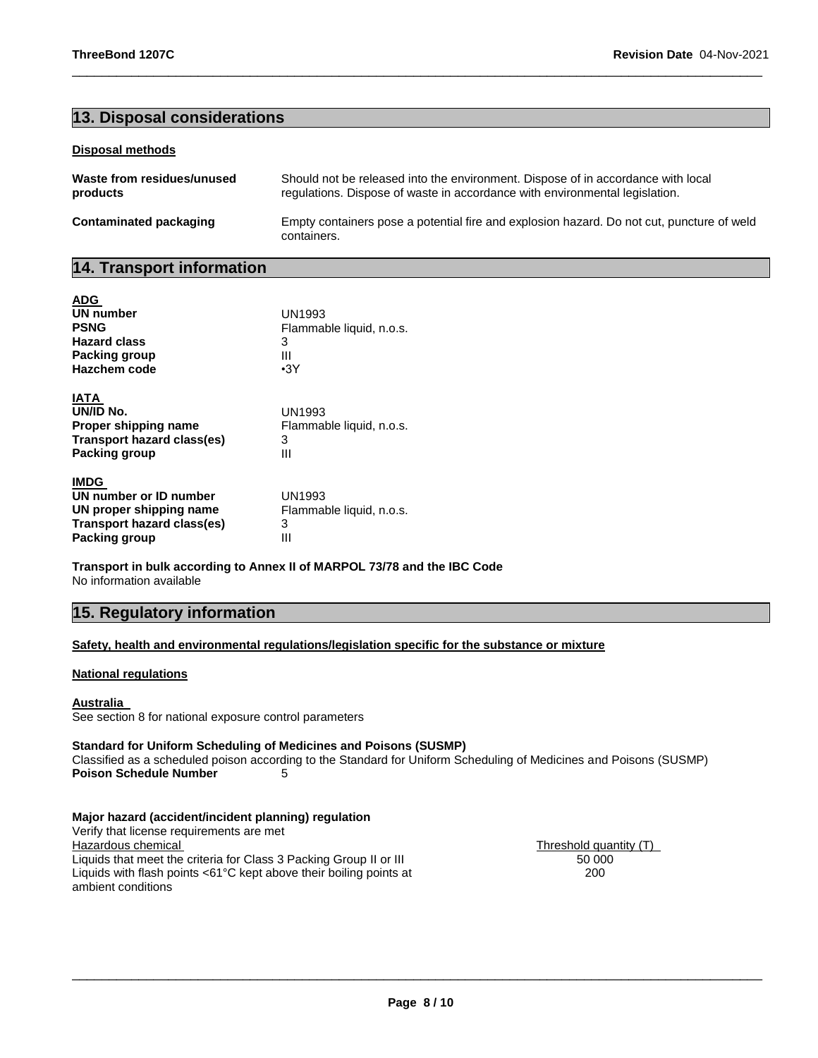## 13. Disposal considerations

**Disposal methods**

| | |
|---|---|
| **Waste from residues/unused products** | Should not be released into the environment. Dispose of in accordance with local regulations. Dispose of waste in accordance with environmental legislation. |
| **Contaminated packaging** | Empty containers pose a potential fire and explosion hazard. Do not cut, puncture of weld containers. |

## 14. Transport information

**ADG**

| | |
|---|---|
| **UN number** | UN1993 |
| **PSNG** | Flammable liquid, n.o.s. |
| **Hazard class** | 3 |
| **Packing group** | III |
| **Hazchem code** | •3Y |

**IATA**

| | |
|---|---|
| **UN/ID No.** | UN1993 |
| **Proper shipping name** | Flammable liquid, n.o.s. |
| **Transport hazard class(es)** | 3 |
| **Packing group** | III |

**IMDG**

| | |
|---|---|
| **UN number or ID number** | UN1993 |
| **UN proper shipping name** | Flammable liquid, n.o.s. |
| **Transport hazard class(es)** | 3 |
| **Packing group** | III |

**Transport in bulk according to Annex II of MARPOL 73/78 and the IBC Code**
No information available

## 15. Regulatory information

**Safety, health and environmental regulations/legislation specific for the substance or mixture**

**National regulations**

**Australia**
See section 8 for national exposure control parameters

**Standard for Uniform Scheduling of Medicines and Poisons (SUSMP)**
Classified as a scheduled poison according to the Standard for Uniform Scheduling of Medicines and Poisons (SUSMP)
**Poison Schedule Number** 5

**Major hazard (accident/incident planning) regulation**
Verify that license requirements are met

| Hazardous chemical | Threshold quantity (T) |
|---|---|
| Liquids that meet the criteria for Class 3 Packing Group II or III | 50 000 |
| Liquids with flash points <61°C kept above their boiling points at ambient conditions | 200 |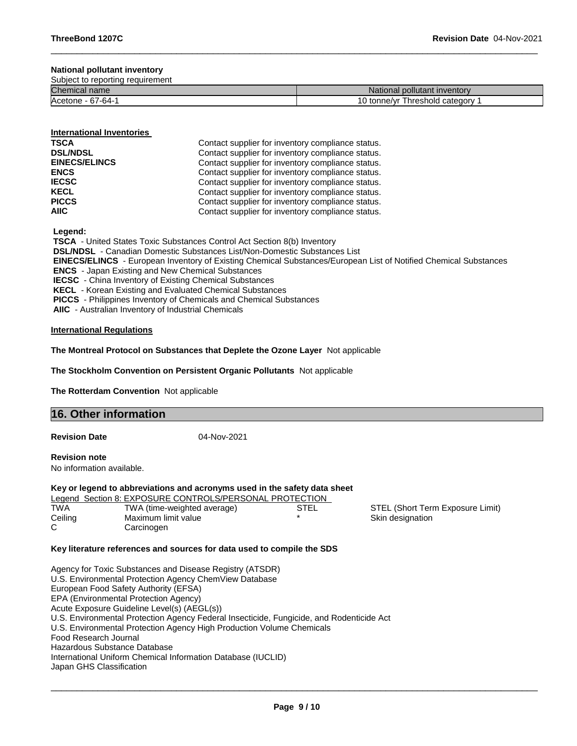**National pollutant inventory**

Subject to reporting requirement

| Chemical name | National pollutant inventory |
|---|---|
| Acetone - 67-64-1 | 10 tonne/yr Threshold category 1 |

**International Inventories**

| | |
|---|---|
| **TSCA** | Contact supplier for inventory compliance status. |
| **DSL/NDSL** | Contact supplier for inventory compliance status. |
| **EINECS/ELINCS** | Contact supplier for inventory compliance status. |
| **ENCS** | Contact supplier for inventory compliance status. |
| **IECSC** | Contact supplier for inventory compliance status. |
| **KECL** | Contact supplier for inventory compliance status. |
| **PICCS** | Contact supplier for inventory compliance status. |
| **AIIC** | Contact supplier for inventory compliance status. |

**Legend:**

**TSCA** - United States Toxic Substances Control Act Section 8(b) Inventory
**DSL/NDSL** - Canadian Domestic Substances List/Non-Domestic Substances List
**EINECS/ELINCS** - European Inventory of Existing Chemical Substances/European List of Notified Chemical Substances
**ENCS** - Japan Existing and New Chemical Substances
**IECSC** - China Inventory of Existing Chemical Substances
**KECL** - Korean Existing and Evaluated Chemical Substances
**PICCS** - Philippines Inventory of Chemicals and Chemical Substances
**AIIC** - Australian Inventory of Industrial Chemicals

**International Regulations**

**The Montreal Protocol on Substances that Deplete the Ozone Layer** Not applicable

**The Stockholm Convention on Persistent Organic Pollutants** Not applicable

**The Rotterdam Convention** Not applicable

## 16. Other information

**Revision Date** 04-Nov-2021

**Revision note**
No information available.

**Key or legend to abbreviations and acronyms used in the safety data sheet**

Legend Section 8: EXPOSURE CONTROLS/PERSONAL PROTECTION

| | | | |
|---|---|---|---|
| TWA | TWA (time-weighted average) | STEL | STEL (Short Term Exposure Limit) |
| Ceiling | Maximum limit value | * | Skin designation |
| C | Carcinogen | | |

**Key literature references and sources for data used to compile the SDS**

Agency for Toxic Substances and Disease Registry (ATSDR)
U.S. Environmental Protection Agency ChemView Database
European Food Safety Authority (EFSA)
EPA (Environmental Protection Agency)
Acute Exposure Guideline Level(s) (AEGL(s))
U.S. Environmental Protection Agency Federal Insecticide, Fungicide, and Rodenticide Act
U.S. Environmental Protection Agency High Production Volume Chemicals
Food Research Journal
Hazardous Substance Database
International Uniform Chemical Information Database (IUCLID)
Japan GHS Classification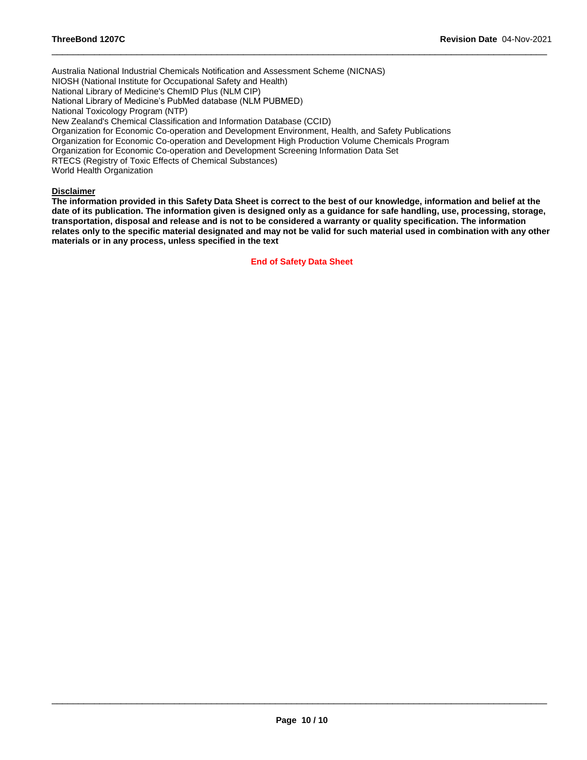Australia National Industrial Chemicals Notification and Assessment Scheme (NICNAS)
NIOSH (National Institute for Occupational Safety and Health)
National Library of Medicine's ChemID Plus (NLM CIP)
National Library of Medicine's PubMed database (NLM PUBMED)
National Toxicology Program (NTP)
New Zealand's Chemical Classification and Information Database (CCID)
Organization for Economic Co-operation and Development Environment, Health, and Safety Publications
Organization for Economic Co-operation and Development High Production Volume Chemicals Program
Organization for Economic Co-operation and Development Screening Information Data Set
RTECS (Registry of Toxic Effects of Chemical Substances)
World Health Organization

**Disclaimer**

**The information provided in this Safety Data Sheet is correct to the best of our knowledge, information and belief at the date of its publication. The information given is designed only as a guidance for safe handling, use, processing, storage, transportation, disposal and release and is not to be considered a warranty or quality specification. The information relates only to the specific material designated and may not be valid for such material used in combination with any other materials or in any process, unless specified in the text**

**End of Safety Data Sheet**